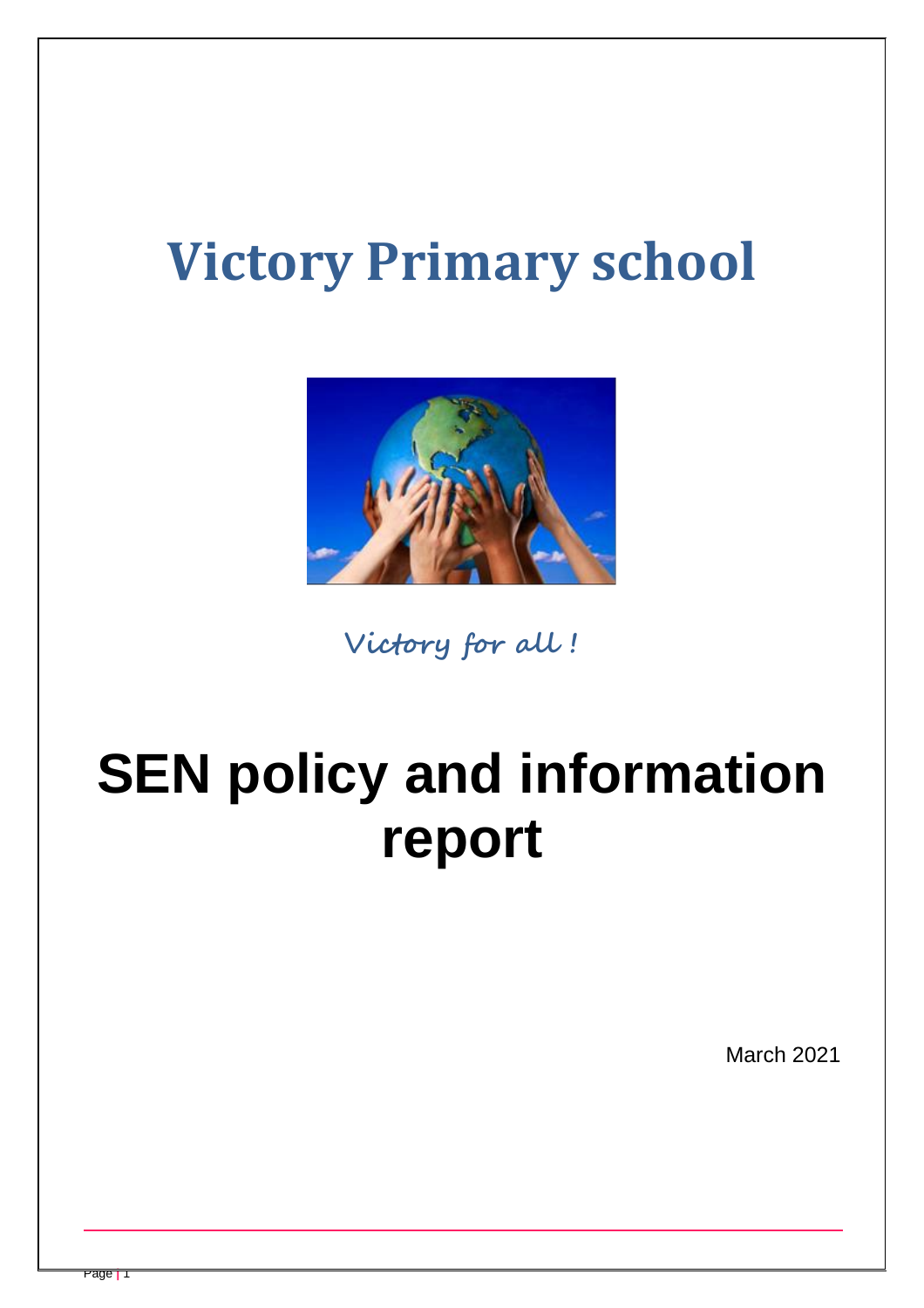# Victory Primary school

*Victory for all !*

# SEN policy and information report

March 2021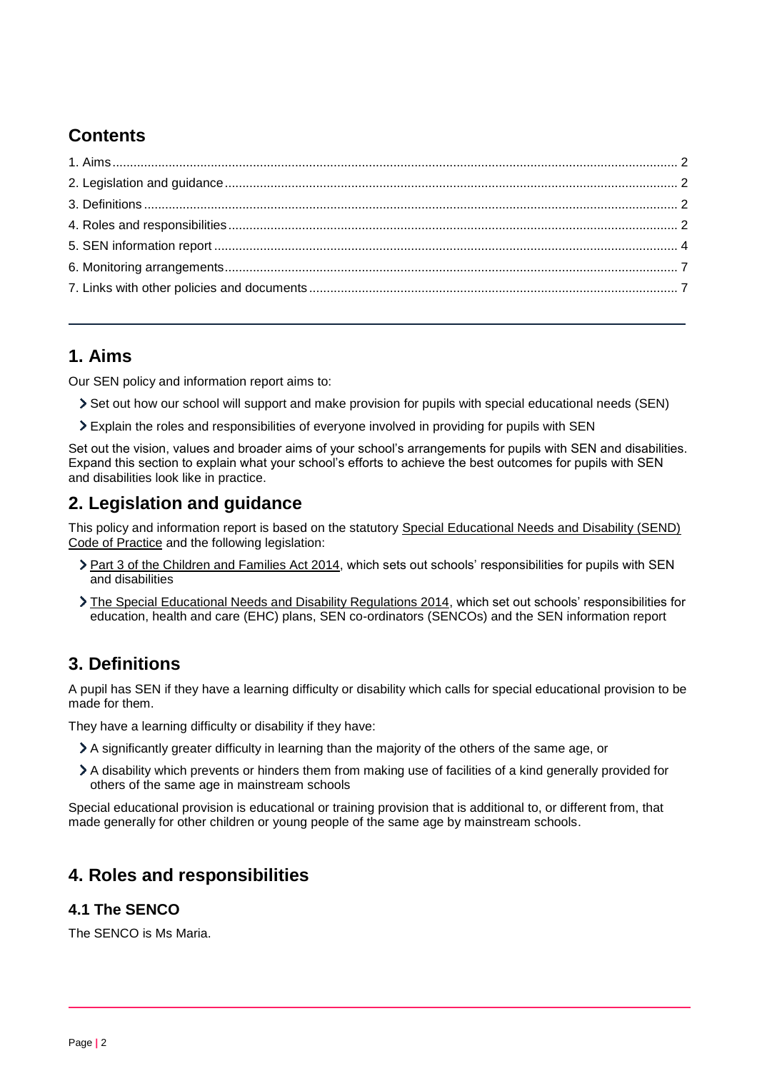## Contents

1. Aims ..... 2
2. Legislation and guidance ..... 2
3. Definitions ..... 2
4. Roles and responsibilities ..... 2
5. SEN information report ..... 4
6. Monitoring arrangements ..... 7
7. Links with other policies and documents ..... 7

---

## 1. Aims

Our SEN policy and information report aims to:

- Set out how our school will support and make provision for pupils with special educational needs (SEN)
- Explain the roles and responsibilities of everyone involved in providing for pupils with SEN

Set out the vision, values and broader aims of your school's arrangements for pupils with SEN and disabilities. Expand this section to explain what your school's efforts to achieve the best outcomes for pupils with SEN and disabilities look like in practice.

## 2. Legislation and guidance

This policy and information report is based on the statutory Special Educational Needs and Disability (SEND) Code of Practice and the following legislation:

- Part 3 of the Children and Families Act 2014, which sets out schools' responsibilities for pupils with SEN and disabilities
- The Special Educational Needs and Disability Regulations 2014, which set out schools' responsibilities for education, health and care (EHC) plans, SEN co-ordinators (SENCOs) and the SEN information report

## 3. Definitions

A pupil has SEN if they have a learning difficulty or disability which calls for special educational provision to be made for them.

They have a learning difficulty or disability if they have:

- A significantly greater difficulty in learning than the majority of the others of the same age, or
- A disability which prevents or hinders them from making use of facilities of a kind generally provided for others of the same age in mainstream schools

Special educational provision is educational or training provision that is additional to, or different from, that made generally for other children or young people of the same age by mainstream schools.

## 4. Roles and responsibilities

### 4.1 The SENCO

The SENCO is Ms Maria.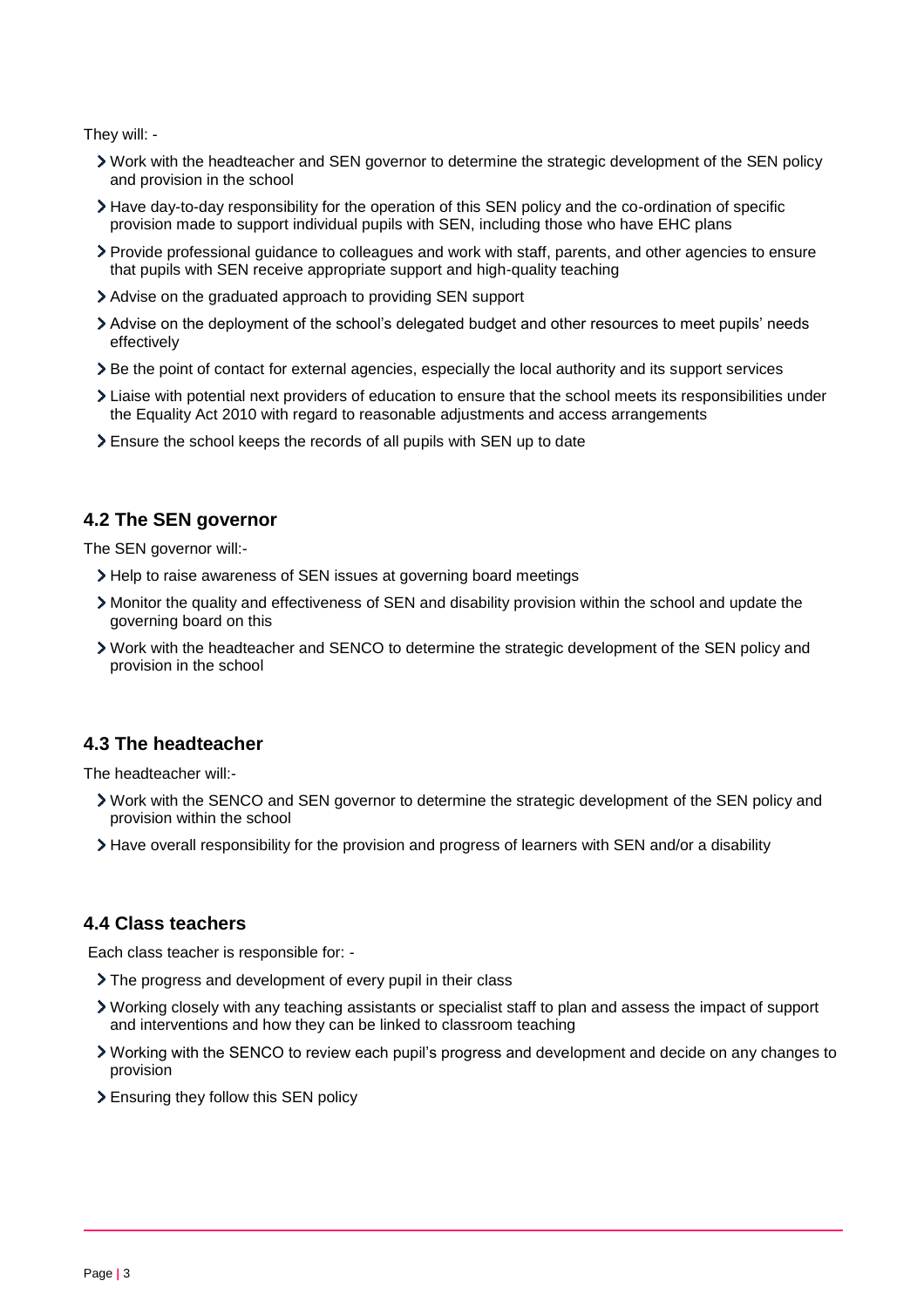They will: -

- Work with the headteacher and SEN governor to determine the strategic development of the SEN policy and provision in the school
- Have day-to-day responsibility for the operation of this SEN policy and the co-ordination of specific provision made to support individual pupils with SEN, including those who have EHC plans
- Provide professional guidance to colleagues and work with staff, parents, and other agencies to ensure that pupils with SEN receive appropriate support and high-quality teaching
- Advise on the graduated approach to providing SEN support
- Advise on the deployment of the school's delegated budget and other resources to meet pupils' needs effectively
- Be the point of contact for external agencies, especially the local authority and its support services
- Liaise with potential next providers of education to ensure that the school meets its responsibilities under the Equality Act 2010 with regard to reasonable adjustments and access arrangements
- Ensure the school keeps the records of all pupils with SEN up to date

### 4.2 The SEN governor

The SEN governor will:-

- Help to raise awareness of SEN issues at governing board meetings
- Monitor the quality and effectiveness of SEN and disability provision within the school and update the governing board on this
- Work with the headteacher and SENCO to determine the strategic development of the SEN policy and provision in the school

### 4.3 The headteacher

The headteacher will:-

- Work with the SENCO and SEN governor to determine the strategic development of the SEN policy and provision within the school
- Have overall responsibility for the provision and progress of learners with SEN and/or a disability

### 4.4 Class teachers

Each class teacher is responsible for: -

- The progress and development of every pupil in their class
- Working closely with any teaching assistants or specialist staff to plan and assess the impact of support and interventions and how they can be linked to classroom teaching
- Working with the SENCO to review each pupil's progress and development and decide on any changes to provision
- Ensuring they follow this SEN policy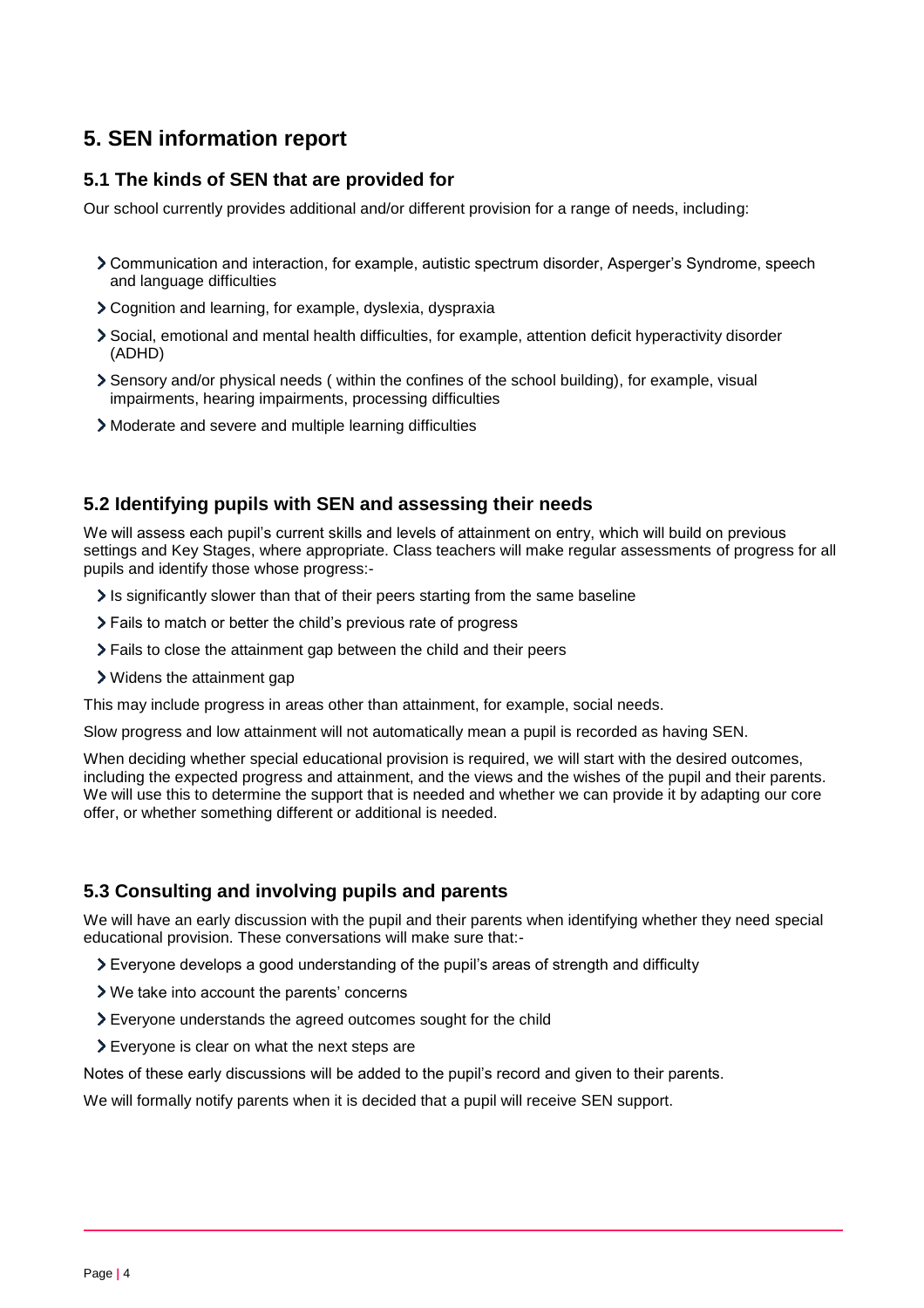# 5. SEN information report

## 5.1 The kinds of SEN that are provided for

Our school currently provides additional and/or different provision for a range of needs, including:

- Communication and interaction, for example, autistic spectrum disorder, Asperger's Syndrome, speech and language difficulties
- Cognition and learning, for example, dyslexia, dyspraxia
- Social, emotional and mental health difficulties, for example, attention deficit hyperactivity disorder (ADHD)
- Sensory and/or physical needs ( within the confines of the school building), for example, visual impairments, hearing impairments, processing difficulties
- Moderate and severe and multiple learning difficulties

## 5.2 Identifying pupils with SEN and assessing their needs

We will assess each pupil's current skills and levels of attainment on entry, which will build on previous settings and Key Stages, where appropriate. Class teachers will make regular assessments of progress for all pupils and identify those whose progress:-

- Is significantly slower than that of their peers starting from the same baseline
- Fails to match or better the child's previous rate of progress
- Fails to close the attainment gap between the child and their peers
- Widens the attainment gap

This may include progress in areas other than attainment, for example, social needs.

Slow progress and low attainment will not automatically mean a pupil is recorded as having SEN.

When deciding whether special educational provision is required, we will start with the desired outcomes, including the expected progress and attainment, and the views and the wishes of the pupil and their parents. We will use this to determine the support that is needed and whether we can provide it by adapting our core offer, or whether something different or additional is needed.

## 5.3 Consulting and involving pupils and parents

We will have an early discussion with the pupil and their parents when identifying whether they need special educational provision. These conversations will make sure that:-

- Everyone develops a good understanding of the pupil's areas of strength and difficulty
- We take into account the parents' concerns
- Everyone understands the agreed outcomes sought for the child
- Everyone is clear on what the next steps are

Notes of these early discussions will be added to the pupil's record and given to their parents.

We will formally notify parents when it is decided that a pupil will receive SEN support.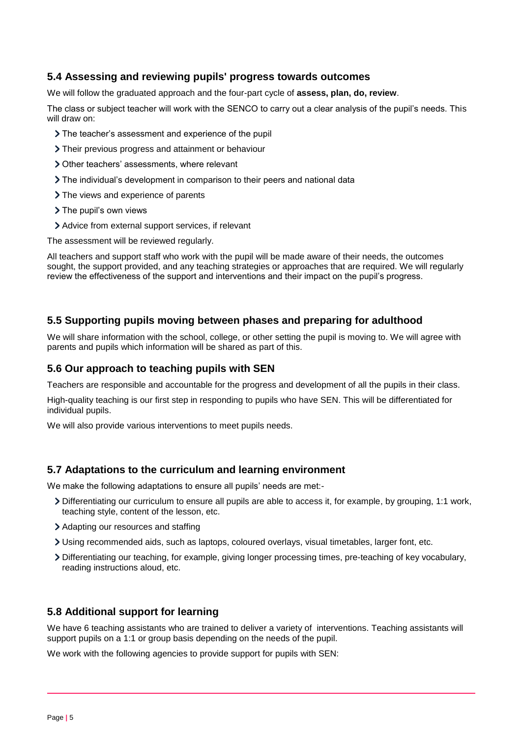### 5.4 Assessing and reviewing pupils' progress towards outcomes

We will follow the graduated approach and the four-part cycle of **assess, plan, do, review**.

The class or subject teacher will work with the SENCO to carry out a clear analysis of the pupil's needs. This will draw on:

- The teacher's assessment and experience of the pupil
- Their previous progress and attainment or behaviour
- Other teachers' assessments, where relevant
- The individual's development in comparison to their peers and national data
- The views and experience of parents
- The pupil's own views
- Advice from external support services, if relevant

The assessment will be reviewed regularly.

All teachers and support staff who work with the pupil will be made aware of their needs, the outcomes sought, the support provided, and any teaching strategies or approaches that are required. We will regularly review the effectiveness of the support and interventions and their impact on the pupil's progress.

### 5.5 Supporting pupils moving between phases and preparing for adulthood

We will share information with the school, college, or other setting the pupil is moving to. We will agree with parents and pupils which information will be shared as part of this.

### 5.6 Our approach to teaching pupils with SEN

Teachers are responsible and accountable for the progress and development of all the pupils in their class.

High-quality teaching is our first step in responding to pupils who have SEN. This will be differentiated for individual pupils.

We will also provide various interventions to meet pupils needs.

### 5.7 Adaptations to the curriculum and learning environment

We make the following adaptations to ensure all pupils' needs are met:-

- Differentiating our curriculum to ensure all pupils are able to access it, for example, by grouping, 1:1 work, teaching style, content of the lesson, etc.
- Adapting our resources and staffing
- Using recommended aids, such as laptops, coloured overlays, visual timetables, larger font, etc.
- Differentiating our teaching, for example, giving longer processing times, pre-teaching of key vocabulary, reading instructions aloud, etc.

### 5.8 Additional support for learning

We have 6 teaching assistants who are trained to deliver a variety of interventions. Teaching assistants will support pupils on a 1:1 or group basis depending on the needs of the pupil.

We work with the following agencies to provide support for pupils with SEN: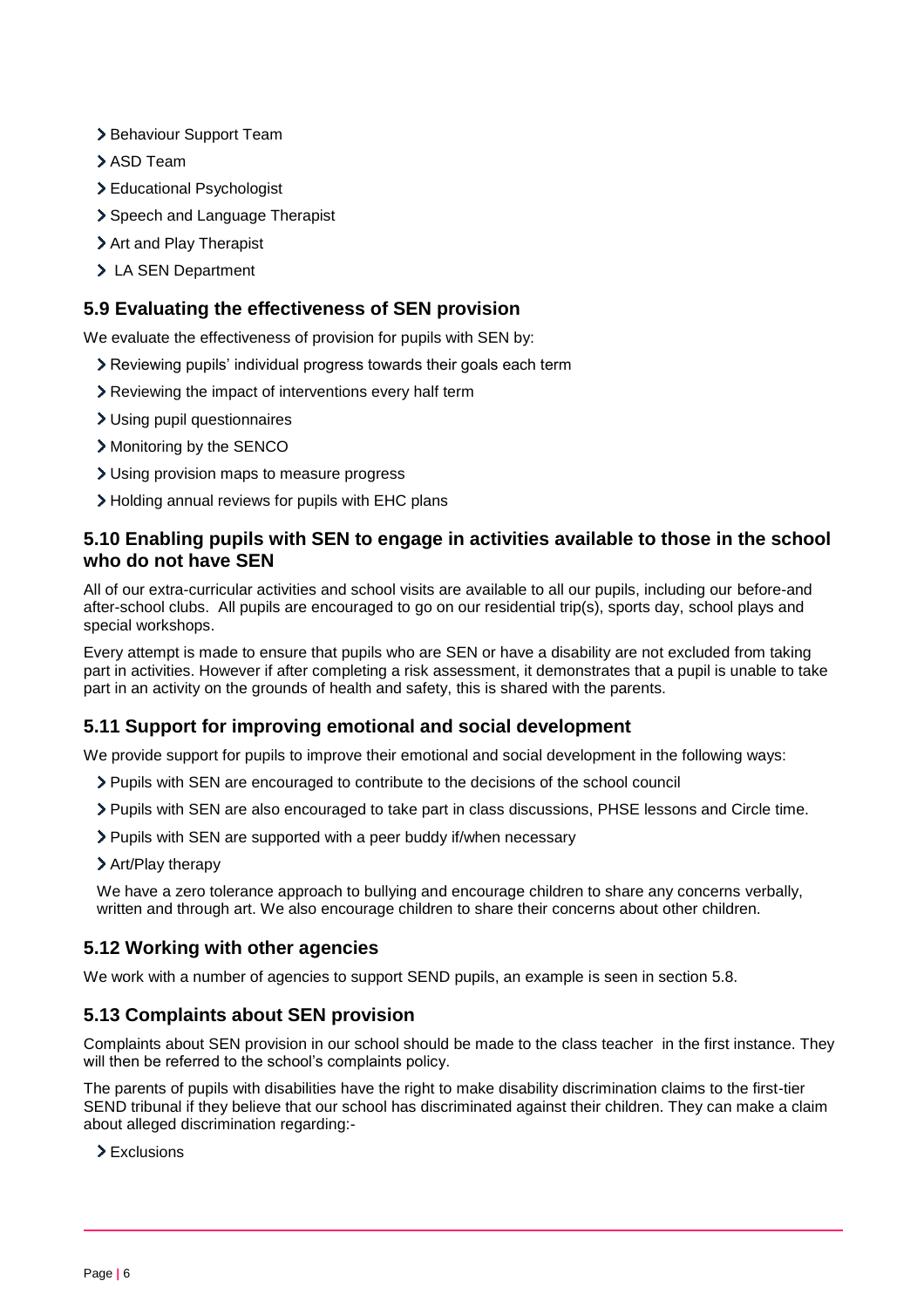- Behaviour Support Team
- ASD Team
- Educational Psychologist
- Speech and Language Therapist
- Art and Play Therapist
- LA SEN Department

### 5.9 Evaluating the effectiveness of SEN provision

We evaluate the effectiveness of provision for pupils with SEN by:

- Reviewing pupils' individual progress towards their goals each term
- Reviewing the impact of interventions every half term
- Using pupil questionnaires
- Monitoring by the SENCO
- Using provision maps to measure progress
- Holding annual reviews for pupils with EHC plans

### 5.10 Enabling pupils with SEN to engage in activities available to those in the school who do not have SEN

All of our extra-curricular activities and school visits are available to all our pupils, including our before-and after-school clubs. All pupils are encouraged to go on our residential trip(s), sports day, school plays and special workshops.

Every attempt is made to ensure that pupils who are SEN or have a disability are not excluded from taking part in activities. However if after completing a risk assessment, it demonstrates that a pupil is unable to take part in an activity on the grounds of health and safety, this is shared with the parents.

### 5.11 Support for improving emotional and social development

We provide support for pupils to improve their emotional and social development in the following ways:

- Pupils with SEN are encouraged to contribute to the decisions of the school council
- Pupils with SEN are also encouraged to take part in class discussions, PHSE lessons and Circle time.
- Pupils with SEN are supported with a peer buddy if/when necessary
- Art/Play therapy

We have a zero tolerance approach to bullying and encourage children to share any concerns verbally, written and through art. We also encourage children to share their concerns about other children.

### 5.12 Working with other agencies

We work with a number of agencies to support SEND pupils, an example is seen in section 5.8.

### 5.13 Complaints about SEN provision

Complaints about SEN provision in our school should be made to the class teacher in the first instance. They will then be referred to the school's complaints policy.

The parents of pupils with disabilities have the right to make disability discrimination claims to the first-tier SEND tribunal if they believe that our school has discriminated against their children. They can make a claim about alleged discrimination regarding:-

- Exclusions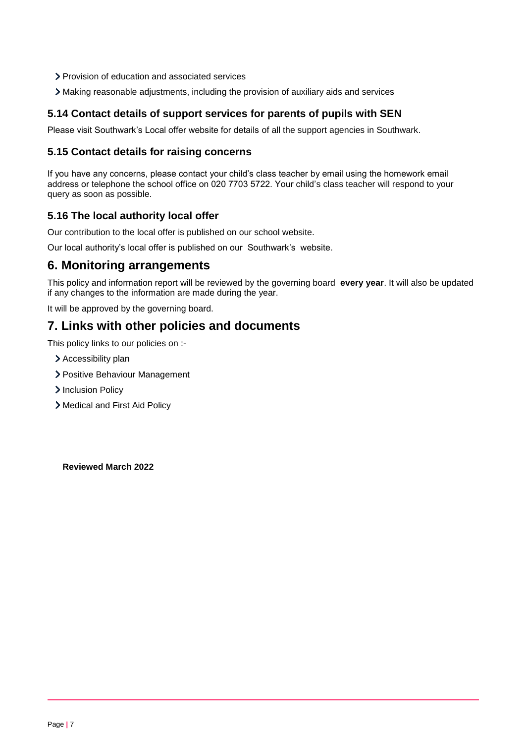- Provision of education and associated services
- Making reasonable adjustments, including the provision of auxiliary aids and services

### 5.14 Contact details of support services for parents of pupils with SEN

Please visit Southwark's Local offer website for details of all the support agencies in Southwark.

### 5.15 Contact details for raising concerns

If you have any concerns, please contact your child's class teacher by email using the homework email address or telephone the school office on 020 7703 5722. Your child's class teacher will respond to your query as soon as possible.

### 5.16 The local authority local offer

Our contribution to the local offer is published on our school website.

Our local authority's local offer is published on our Southwark's website.

## 6. Monitoring arrangements

This policy and information report will be reviewed by the governing board **every year**. It will also be updated if any changes to the information are made during the year.

It will be approved by the governing board.

## 7. Links with other policies and documents

This policy links to our policies on :-

- Accessibility plan
- Positive Behaviour Management
- Inclusion Policy
- Medical and First Aid Policy

**Reviewed March 2022**